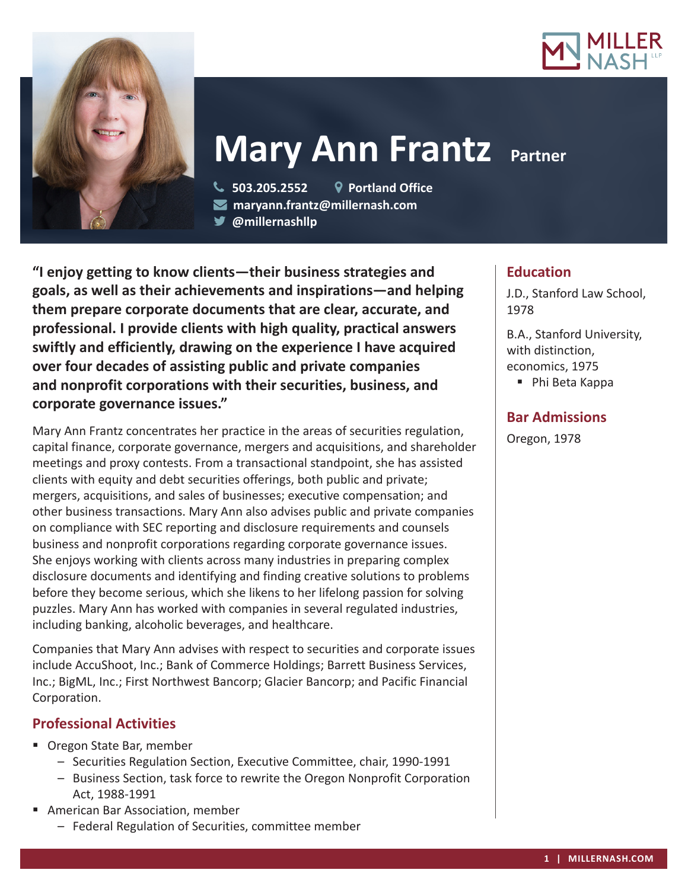# Mary Ann Frantz Partner

503.205.2552 Portland Office
maryann.frantz@millernash.com
@millernashllp

**"I enjoy getting to know clients—their business strategies and goals, as well as their achievements and inspirations—and helping them prepare corporate documents that are clear, accurate, and professional. I provide clients with high quality, practical answers swiftly and efficiently, drawing on the experience I have acquired over four decades of assisting public and private companies and nonprofit corporations with their securities, business, and corporate governance issues."**

Mary Ann Frantz concentrates her practice in the areas of securities regulation, capital finance, corporate governance, mergers and acquisitions, and shareholder meetings and proxy contests. From a transactional standpoint, she has assisted clients with equity and debt securities offerings, both public and private; mergers, acquisitions, and sales of businesses; executive compensation; and other business transactions. Mary Ann also advises public and private companies on compliance with SEC reporting and disclosure requirements and counsels business and nonprofit corporations regarding corporate governance issues. She enjoys working with clients across many industries in preparing complex disclosure documents and identifying and finding creative solutions to problems before they become serious, which she likens to her lifelong passion for solving puzzles. Mary Ann has worked with companies in several regulated industries, including banking, alcoholic beverages, and healthcare.

Companies that Mary Ann advises with respect to securities and corporate issues include AccuShoot, Inc.; Bank of Commerce Holdings; Barrett Business Services, Inc.; BigML, Inc.; First Northwest Bancorp; Glacier Bancorp; and Pacific Financial Corporation.

## Professional Activities

- Oregon State Bar, member
  - Securities Regulation Section, Executive Committee, chair, 1990-1991
  - Business Section, task force to rewrite the Oregon Nonprofit Corporation Act, 1988-1991
- American Bar Association, member
  - Federal Regulation of Securities, committee member

## Education

J.D., Stanford Law School, 1978

B.A., Stanford University, with distinction, economics, 1975

- Phi Beta Kappa

## Bar Admissions

Oregon, 1978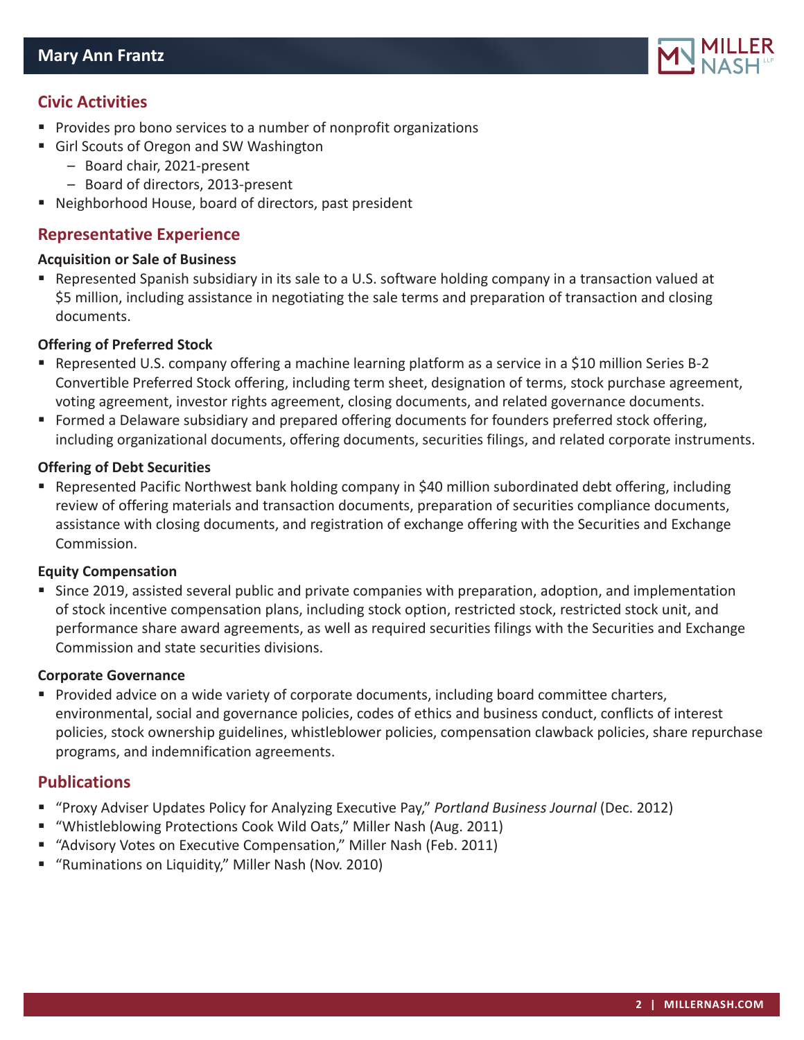## Civic Activities

- Provides pro bono services to a number of nonprofit organizations
- Girl Scouts of Oregon and SW Washington
  - Board chair, 2021-present
  - Board of directors, 2013-present
- Neighborhood House, board of directors, past president

## Representative Experience

**Acquisition or Sale of Business**

- Represented Spanish subsidiary in its sale to a U.S. software holding company in a transaction valued at $5 million, including assistance in negotiating the sale terms and preparation of transaction and closing documents.

**Offering of Preferred Stock**

- Represented U.S. company offering a machine learning platform as a service in a $10 million Series B-2 Convertible Preferred Stock offering, including term sheet, designation of terms, stock purchase agreement, voting agreement, investor rights agreement, closing documents, and related governance documents.
- Formed a Delaware subsidiary and prepared offering documents for founders preferred stock offering, including organizational documents, offering documents, securities filings, and related corporate instruments.

**Offering of Debt Securities**

- Represented Pacific Northwest bank holding company in $40 million subordinated debt offering, including review of offering materials and transaction documents, preparation of securities compliance documents, assistance with closing documents, and registration of exchange offering with the Securities and Exchange Commission.

**Equity Compensation**

- Since 2019, assisted several public and private companies with preparation, adoption, and implementation of stock incentive compensation plans, including stock option, restricted stock, restricted stock unit, and performance share award agreements, as well as required securities filings with the Securities and Exchange Commission and state securities divisions.

**Corporate Governance**

- Provided advice on a wide variety of corporate documents, including board committee charters, environmental, social and governance policies, codes of ethics and business conduct, conflicts of interest policies, stock ownership guidelines, whistleblower policies, compensation clawback policies, share repurchase programs, and indemnification agreements.

## Publications

- "Proxy Adviser Updates Policy for Analyzing Executive Pay," *Portland Business Journal* (Dec. 2012)
- "Whistleblowing Protections Cook Wild Oats," Miller Nash (Aug. 2011)
- "Advisory Votes on Executive Compensation," Miller Nash (Feb. 2011)
- "Ruminations on Liquidity," Miller Nash (Nov. 2010)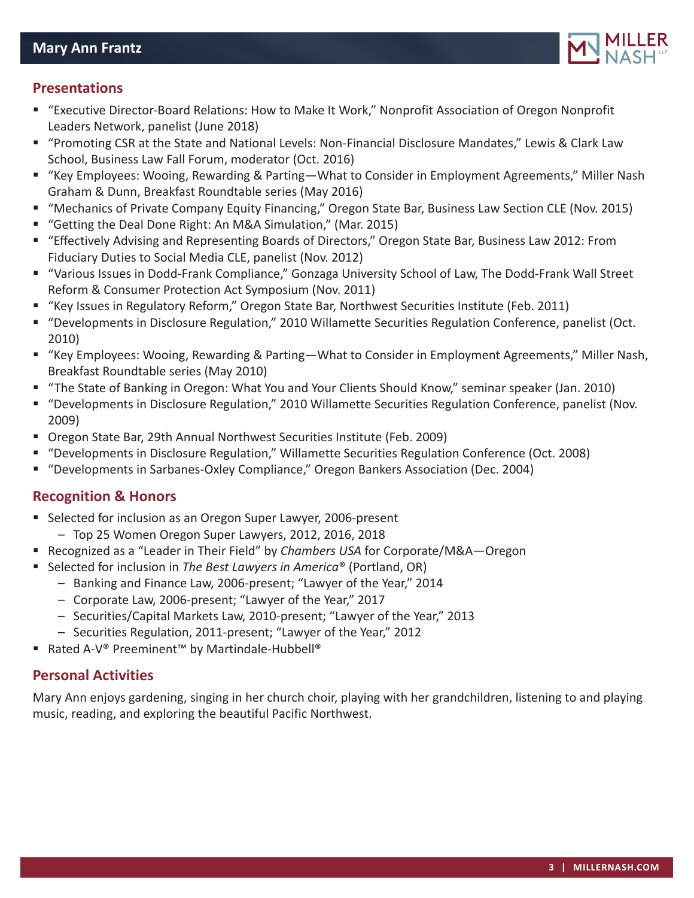## Presentations

- "Executive Director-Board Relations: How to Make It Work," Nonprofit Association of Oregon Nonprofit Leaders Network, panelist (June 2018)
- "Promoting CSR at the State and National Levels: Non-Financial Disclosure Mandates," Lewis & Clark Law School, Business Law Fall Forum, moderator (Oct. 2016)
- "Key Employees: Wooing, Rewarding & Parting—What to Consider in Employment Agreements," Miller Nash Graham & Dunn, Breakfast Roundtable series (May 2016)
- "Mechanics of Private Company Equity Financing," Oregon State Bar, Business Law Section CLE (Nov. 2015)
- "Getting the Deal Done Right: An M&A Simulation," (Mar. 2015)
- "Effectively Advising and Representing Boards of Directors," Oregon State Bar, Business Law 2012: From Fiduciary Duties to Social Media CLE, panelist (Nov. 2012)
- "Various Issues in Dodd-Frank Compliance," Gonzaga University School of Law, The Dodd-Frank Wall Street Reform & Consumer Protection Act Symposium (Nov. 2011)
- "Key Issues in Regulatory Reform," Oregon State Bar, Northwest Securities Institute (Feb. 2011)
- "Developments in Disclosure Regulation," 2010 Willamette Securities Regulation Conference, panelist (Oct. 2010)
- "Key Employees: Wooing, Rewarding & Parting—What to Consider in Employment Agreements," Miller Nash, Breakfast Roundtable series (May 2010)
- "The State of Banking in Oregon: What You and Your Clients Should Know," seminar speaker (Jan. 2010)
- "Developments in Disclosure Regulation," 2010 Willamette Securities Regulation Conference, panelist (Nov. 2009)
- Oregon State Bar, 29th Annual Northwest Securities Institute (Feb. 2009)
- "Developments in Disclosure Regulation," Willamette Securities Regulation Conference (Oct. 2008)
- "Developments in Sarbanes-Oxley Compliance," Oregon Bankers Association (Dec. 2004)

## Recognition & Honors

- Selected for inclusion as an Oregon Super Lawyer, 2006-present
  - Top 25 Women Oregon Super Lawyers, 2012, 2016, 2018
- Recognized as a "Leader in Their Field" by *Chambers USA* for Corporate/M&A—Oregon
- Selected for inclusion in *The Best Lawyers in America*® (Portland, OR)
  - Banking and Finance Law, 2006-present; "Lawyer of the Year," 2014
  - Corporate Law, 2006-present; "Lawyer of the Year," 2017
  - Securities/Capital Markets Law, 2010-present; "Lawyer of the Year," 2013
  - Securities Regulation, 2011-present; "Lawyer of the Year," 2012
- Rated A-V® Preeminent™ by Martindale-Hubbell®

## Personal Activities

Mary Ann enjoys gardening, singing in her church choir, playing with her grandchildren, listening to and playing music, reading, and exploring the beautiful Pacific Northwest.